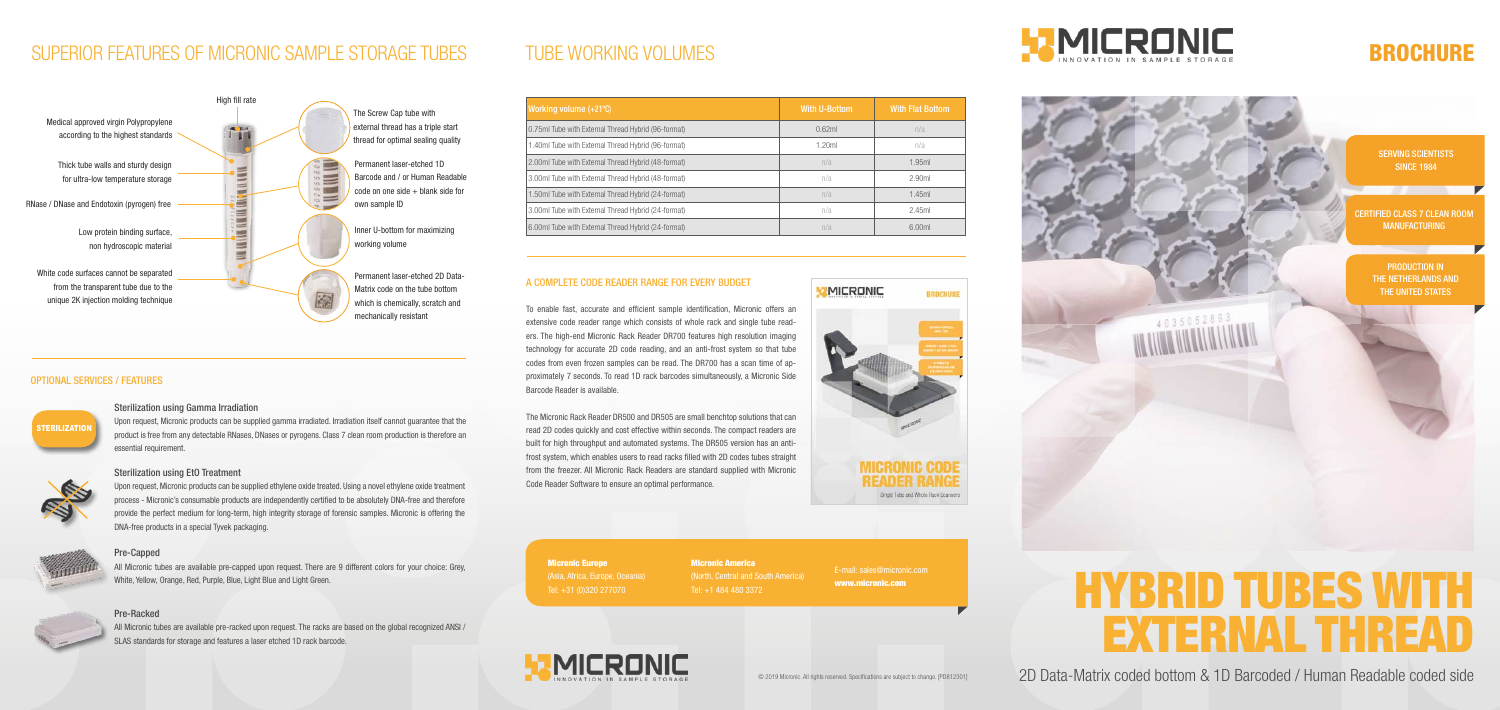## SUPERIOR FEATURES OF MICRONIC SAMPLE STORAGE TUBES

High fill rate

- Medical approved virgin Polypropylene according to the highest standards
- Thick tube walls and sturdy design for ultra-low temperature storage
- RNase / DNase and Endotoxin (pyrogen) free
- Low protein binding surface, non hydroscopic material
- White code surfaces cannot be separated from the transparent tube due to the unique 2K injection molding technique
- The Screw Cap tube with external thread has a triple start thread for optimal sealing quality
- Permanent laser-etched 1D Barcode and / or Human Readable code on one side + blank side for own sample ID
- Inner U-bottom for maximizing working volume
- Permanent laser-etched 2D Data-Matrix code on the tube bottom which is chemically, scratch and mechanically resistant

### OPTIONAL SERVICES / FEATURES

STERILIZATION

#### Sterilization using Gamma Irradiation

Upon request, Micronic products can be supplied gamma irradiated. Irradiation itself cannot guarantee that the product is free from any detectable RNases, DNases or pyrogens. Class 7 clean room production is therefore an essential requirement.

#### Sterilization using EtO Treatment

Upon request, Micronic products can be supplied ethylene oxide treated. Using a novel ethylene oxide treatment process - Micronic's consumable products are independently certified to be absolutely DNA-free and therefore provide the perfect medium for long-term, high integrity storage of forensic samples. Micronic is offering the DNA-free products in a special Tyvek packaging.

#### Pre-Capped

All Micronic tubes are available pre-capped upon request. There are 9 different colors for your choice: Grey, White, Yellow, Orange, Red, Purple, Blue, Light Blue and Light Green.

#### Pre-Racked

All Micronic tubes are available pre-racked upon request. The racks are based on the global recognized ANSI / SLAS standards for storage and features a laser etched 1D rack barcode.

## TUBE WORKING VOLUMES

| Working volume (+21ºC) | With U-Bottom | With Flat Bottom |
|---|---|---|
| 0.75ml Tube with External Thread Hybrid (96-format) | 0.62ml | n/a |
| 1.40ml Tube with External Thread Hybrid (96-format) | 1.20ml | n/a |
| 2.00ml Tube with External Thread Hybrid (48-format) | n/a | 1.95ml |
| 3.00ml Tube with External Thread Hybrid (48-format) | n/a | 2.90ml |
| 1.50ml Tube with External Thread Hybrid (24-format) | n/a | 1.45ml |
| 3.00ml Tube with External Thread Hybrid (24-format) | n/a | 2.45ml |
| 6.00ml Tube with External Thread Hybrid (24-format) | n/a | 6.00ml |

### A COMPLETE CODE READER RANGE FOR EVERY BUDGET

To enable fast, accurate and efficient sample identification, Micronic offers an extensive code reader range which consists of whole rack and single tube readers. The high-end Micronic Rack Reader DR700 features high resolution imaging technology for accurate 2D code reading, and an anti-frost system so that tube codes from even frozen samples can be read. The DR700 has a scan time of approximately 7 seconds. To read 1D rack barcodes simultaneously, a Micronic Side Barcode Reader is available.

The Micronic Rack Reader DR500 and DR505 are small benchtop solutions that can read 2D codes quickly and cost effective within seconds. The compact readers are built for high throughput and automated systems. The DR505 version has an anti-frost system, which enables users to read racks filled with 2D codes tubes straight from the freezer. All Micronic Rack Readers are standard supplied with Micronic Code Reader Software to ensure an optimal performance.

MICRONIC BROCHURE — MICRONIC CODE READER RANGE — Single Tube and Whole Rack Scanners

**Micronic Europe**
(Asia, Africa, Europe, Oceania)
Tel: +31 (0)320 277070

**Micronic America**
(North, Central and South America)
Tel: +1 484 480 3372

E-mail: sales@micronic.com
**www.micronic.com**

MICRONIC — INNOVATION IN SAMPLE STORAGE

© 2019 Micronic. All rights reserved. Specifications are subject to change. [PGH12301]

MICRONIC — INNOVATION IN SAMPLE STORAGE

# BROCHURE

SERVING SCIENTISTS SINCE 1984

CERTIFIED CLASS 7 CLEAN ROOM MANUFACTURING

PRODUCTION IN THE NETHERLANDS AND THE UNITED STATES

# HYBRID TUBES WITH EXTERNAL THREAD

2D Data-Matrix coded bottom & 1D Barcoded / Human Readable coded side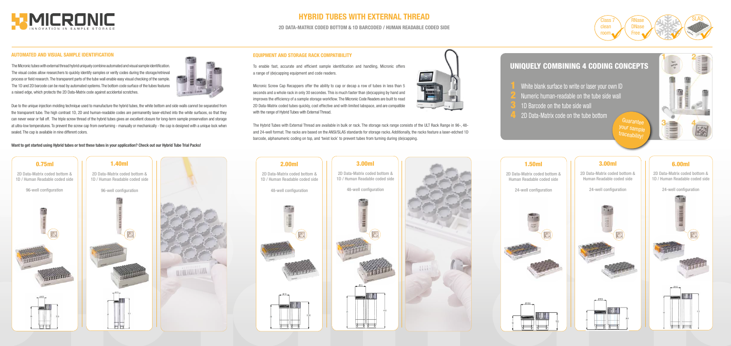# HYBRID TUBES WITH EXTERNAL THREAD

**2D DATA-MATRIX CODED BOTTOM & 1D BARCODED / HUMAN READABLE CODED SIDE**

Class 7 clean room ✓ | RNase DNase Free ✓ | ✓ | SLAS ✓

## AUTOMATED AND VISUAL SAMPLE IDENTIFICATION

The Micronic tubes with external thread hybrid uniquely combine automated and visual sample identification. The visual codes allow researchers to quickly identify samples or verify codes during the storage/retrieval process or field research. The transparent parts of the tube wall enable easy visual checking of the sample. The 1D and 2D barcode can be read by automated systems. The bottom code surface of the tubes features a raised edge, which protects the 2D Data-Matrix code against accidental scratches.

Due to the unique injection molding technique used to manufacture the hybrid tubes, the white bottom and side walls cannot be separated from the transparent tube. The high contrast 1D, 2D and human-readable codes are permanently laser-etched into the white surfaces, so that they can never wear or fall off. The triple screw thread of the hybrid tubes gives an excellent closure for long-term sample preservation and storage at ultra-low temperatures. To prevent the screw cap from overturning - manually or mechanically - the cap is designed with a unique lock when sealed. The cap is available in nine different colors.

**Want to get started using Hybrid tubes or test these tubes in your application? Check out our Hybrid Tube Trial Packs!**

## EQUIPMENT AND STORAGE RACK COMPATIBILITY

To enable fast, accurate and efficient sample identification and handling, Micronic offers a range of (de)capping equipment and code readers.

Micronic Screw Cap Recappers offer the ability to cap or decap a row of tubes in less than 5 seconds and a whole rack in only 30 secondes. This is much faster than (de)capping by hand and improves the efficiency of a sample storage workflow. The Micronic Code Readers are built to read 2D Data-Matrix coded tubes quickly, cost effective and with limited labspace, and are compatible with the range of Hybrid Tubes with External Thread.

The Hybrid Tubes with External Thread are available in bulk or rack. The storage rack range consists of the ULT Rack Range in 96-, 48- and 24-well format. The racks are based on the ANSI/SLAS standards for storage racks. Additionally, the racks feature a laser-edched 1D barcode, alphanumeric coding on top, and 'twist lock' to prevent tubes from turning during (de)capping.

## UNIQUELY COMBINING 4 CODING CONCEPTS

1. White blank surface to write or laser your own ID
2. Numeric human-readable on the tube side wall
3. 1D Barcode on the tube side wall
4. 2D Data-Matrix code on the tube bottom

Guarantee your sample traceability!

### 0.75ml
2D Data-Matrix coded bottom & 1D / Human Readable coded side

96-well configuration

### 1.40ml
2D Data-Matrix coded bottom & 1D / Human Readable coded side

96-well configuration

### 2.00ml
2D Data-Matrix coded bottom & 1D / Human Readable coded side

48-well configuration

### 3.00ml
2D Data-Matrix coded bottom & 1D / Human Readable coded side

48-well configuration

### 1.50ml
2D Data-Matrix coded bottom & Human Readable coded side

24-well configuration

### 3.00ml
2D Data-Matrix coded bottom & Human Readable coded side

24-well configuration

### 6.00ml
2D Data-Matrix coded bottom & 1D / Human Readable coded side

24-well configuration